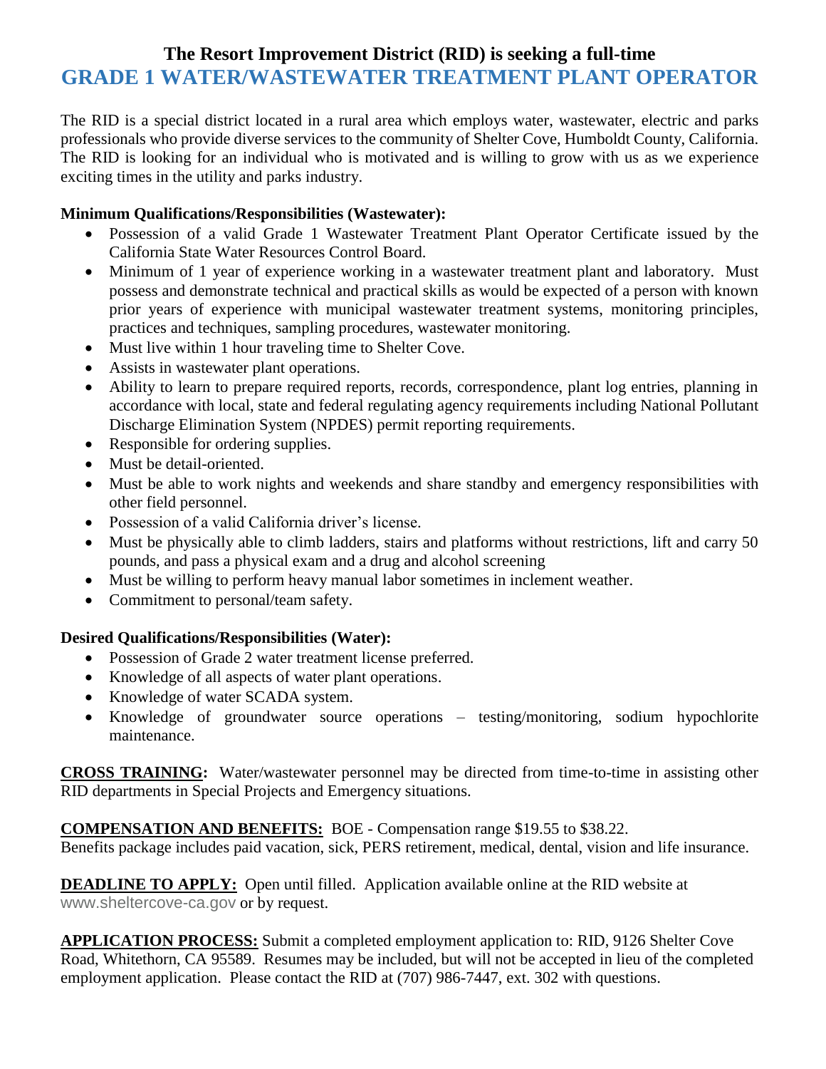# The Resort Improvement District (RID) is seeking a full-time

# GRADE 1 WATER/WASTEWATER TREATMENT PLANT OPERATOR

The RID is a special district located in a rural area which employs water, wastewater, electric and parks professionals who provide diverse services to the community of Shelter Cove, Humboldt County, California. The RID is looking for an individual who is motivated and is willing to grow with us as we experience exciting times in the utility and parks industry.

**Minimum Qualifications/Responsibilities (Wastewater):**

- Possession of a valid Grade 1 Wastewater Treatment Plant Operator Certificate issued by the California State Water Resources Control Board.
- Minimum of 1 year of experience working in a wastewater treatment plant and laboratory. Must possess and demonstrate technical and practical skills as would be expected of a person with known prior years of experience with municipal wastewater treatment systems, monitoring principles, practices and techniques, sampling procedures, wastewater monitoring.
- Must live within 1 hour traveling time to Shelter Cove.
- Assists in wastewater plant operations.
- Ability to learn to prepare required reports, records, correspondence, plant log entries, planning in accordance with local, state and federal regulating agency requirements including National Pollutant Discharge Elimination System (NPDES) permit reporting requirements.
- Responsible for ordering supplies.
- Must be detail-oriented.
- Must be able to work nights and weekends and share standby and emergency responsibilities with other field personnel.
- Possession of a valid California driver's license.
- Must be physically able to climb ladders, stairs and platforms without restrictions, lift and carry 50 pounds, and pass a physical exam and a drug and alcohol screening
- Must be willing to perform heavy manual labor sometimes in inclement weather.
- Commitment to personal/team safety.

**Desired Qualifications/Responsibilities (Water):**

- Possession of Grade 2 water treatment license preferred.
- Knowledge of all aspects of water plant operations.
- Knowledge of water SCADA system.
- Knowledge of groundwater source operations – testing/monitoring, sodium hypochlorite maintenance.

**CROSS TRAINING:** Water/wastewater personnel may be directed from time-to-time in assisting other RID departments in Special Projects and Emergency situations.

**COMPENSATION AND BENEFITS:** BOE - Compensation range $19.55 to $38.22.
Benefits package includes paid vacation, sick, PERS retirement, medical, dental, vision and life insurance.

**DEADLINE TO APPLY:** Open until filled. Application available online at the RID website at www.sheltercove-ca.gov or by request.

**APPLICATION PROCESS:** Submit a completed employment application to: RID, 9126 Shelter Cove Road, Whitethorn, CA 95589. Resumes may be included, but will not be accepted in lieu of the completed employment application. Please contact the RID at (707) 986-7447, ext. 302 with questions.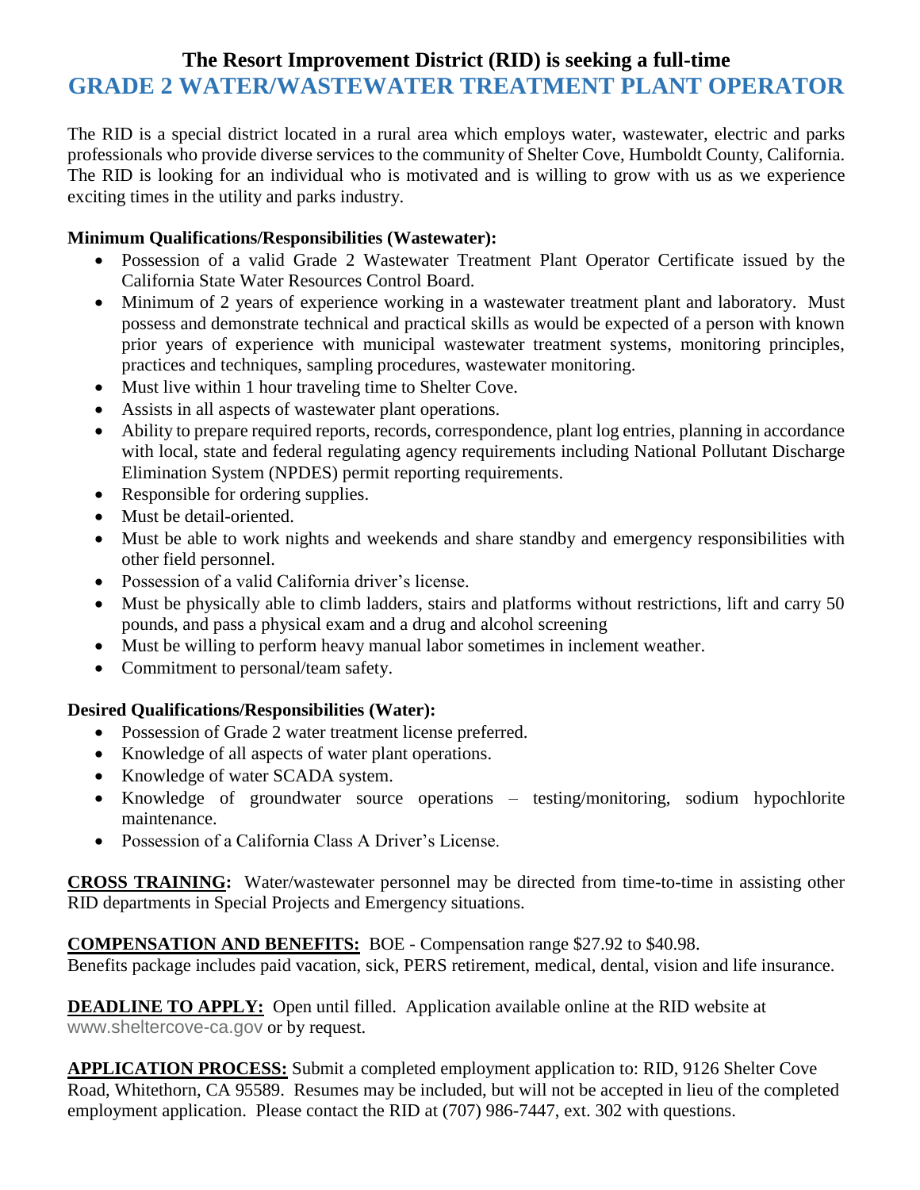# The Resort Improvement District (RID) is seeking a full-time
# GRADE 2 WATER/WASTEWATER TREATMENT PLANT OPERATOR

The RID is a special district located in a rural area which employs water, wastewater, electric and parks professionals who provide diverse services to the community of Shelter Cove, Humboldt County, California. The RID is looking for an individual who is motivated and is willing to grow with us as we experience exciting times in the utility and parks industry.

**Minimum Qualifications/Responsibilities (Wastewater):**

- Possession of a valid Grade 2 Wastewater Treatment Plant Operator Certificate issued by the California State Water Resources Control Board.
- Minimum of 2 years of experience working in a wastewater treatment plant and laboratory. Must possess and demonstrate technical and practical skills as would be expected of a person with known prior years of experience with municipal wastewater treatment systems, monitoring principles, practices and techniques, sampling procedures, wastewater monitoring.
- Must live within 1 hour traveling time to Shelter Cove.
- Assists in all aspects of wastewater plant operations.
- Ability to prepare required reports, records, correspondence, plant log entries, planning in accordance with local, state and federal regulating agency requirements including National Pollutant Discharge Elimination System (NPDES) permit reporting requirements.
- Responsible for ordering supplies.
- Must be detail-oriented.
- Must be able to work nights and weekends and share standby and emergency responsibilities with other field personnel.
- Possession of a valid California driver's license.
- Must be physically able to climb ladders, stairs and platforms without restrictions, lift and carry 50 pounds, and pass a physical exam and a drug and alcohol screening
- Must be willing to perform heavy manual labor sometimes in inclement weather.
- Commitment to personal/team safety.

**Desired Qualifications/Responsibilities (Water):**

- Possession of Grade 2 water treatment license preferred.
- Knowledge of all aspects of water plant operations.
- Knowledge of water SCADA system.
- Knowledge of groundwater source operations – testing/monitoring, sodium hypochlorite maintenance.
- Possession of a California Class A Driver's License.

**CROSS TRAINING:** Water/wastewater personnel may be directed from time-to-time in assisting other RID departments in Special Projects and Emergency situations.

**COMPENSATION AND BENEFITS:** BOE - Compensation range $27.92 to $40.98.
Benefits package includes paid vacation, sick, PERS retirement, medical, dental, vision and life insurance.

**DEADLINE TO APPLY:** Open until filled. Application available online at the RID website at www.sheltercove-ca.gov or by request.

**APPLICATION PROCESS:** Submit a completed employment application to: RID, 9126 Shelter Cove Road, Whitethorn, CA 95589. Resumes may be included, but will not be accepted in lieu of the completed employment application. Please contact the RID at (707) 986-7447, ext. 302 with questions.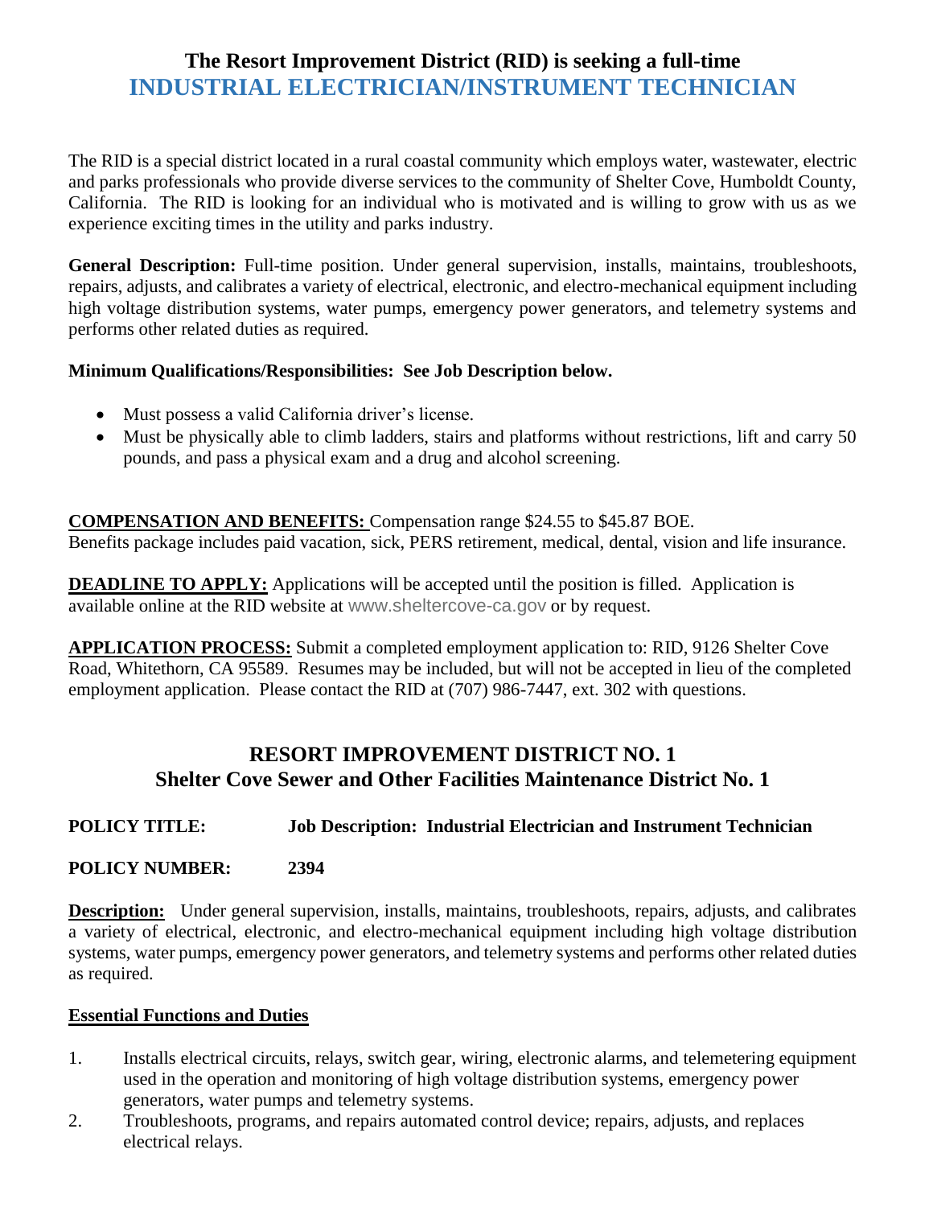# The Resort Improvement District (RID) is seeking a full-time INDUSTRIAL ELECTRICIAN/INSTRUMENT TECHNICIAN

The RID is a special district located in a rural coastal community which employs water, wastewater, electric and parks professionals who provide diverse services to the community of Shelter Cove, Humboldt County, California. The RID is looking for an individual who is motivated and is willing to grow with us as we experience exciting times in the utility and parks industry.

**General Description:** Full-time position. Under general supervision, installs, maintains, troubleshoots, repairs, adjusts, and calibrates a variety of electrical, electronic, and electro-mechanical equipment including high voltage distribution systems, water pumps, emergency power generators, and telemetry systems and performs other related duties as required.

**Minimum Qualifications/Responsibilities: See Job Description below.**

- Must possess a valid California driver's license.
- Must be physically able to climb ladders, stairs and platforms without restrictions, lift and carry 50 pounds, and pass a physical exam and a drug and alcohol screening.

**COMPENSATION AND BENEFITS:** Compensation range $24.55 to $45.87 BOE.
Benefits package includes paid vacation, sick, PERS retirement, medical, dental, vision and life insurance.

**DEADLINE TO APPLY:** Applications will be accepted until the position is filled. Application is available online at the RID website at www.sheltercove-ca.gov or by request.

**APPLICATION PROCESS:** Submit a completed employment application to: RID, 9126 Shelter Cove Road, Whitethorn, CA 95589. Resumes may be included, but will not be accepted in lieu of the completed employment application. Please contact the RID at (707) 986-7447, ext. 302 with questions.

## RESORT IMPROVEMENT DISTRICT NO. 1
## Shelter Cove Sewer and Other Facilities Maintenance District No. 1

**POLICY TITLE:** **Job Description: Industrial Electrician and Instrument Technician**

**POLICY NUMBER:** **2394**

**Description:** Under general supervision, installs, maintains, troubleshoots, repairs, adjusts, and calibrates a variety of electrical, electronic, and electro-mechanical equipment including high voltage distribution systems, water pumps, emergency power generators, and telemetry systems and performs other related duties as required.

**Essential Functions and Duties**

1. Installs electrical circuits, relays, switch gear, wiring, electronic alarms, and telemetering equipment used in the operation and monitoring of high voltage distribution systems, emergency power generators, water pumps and telemetry systems.
2. Troubleshoots, programs, and repairs automated control device; repairs, adjusts, and replaces electrical relays.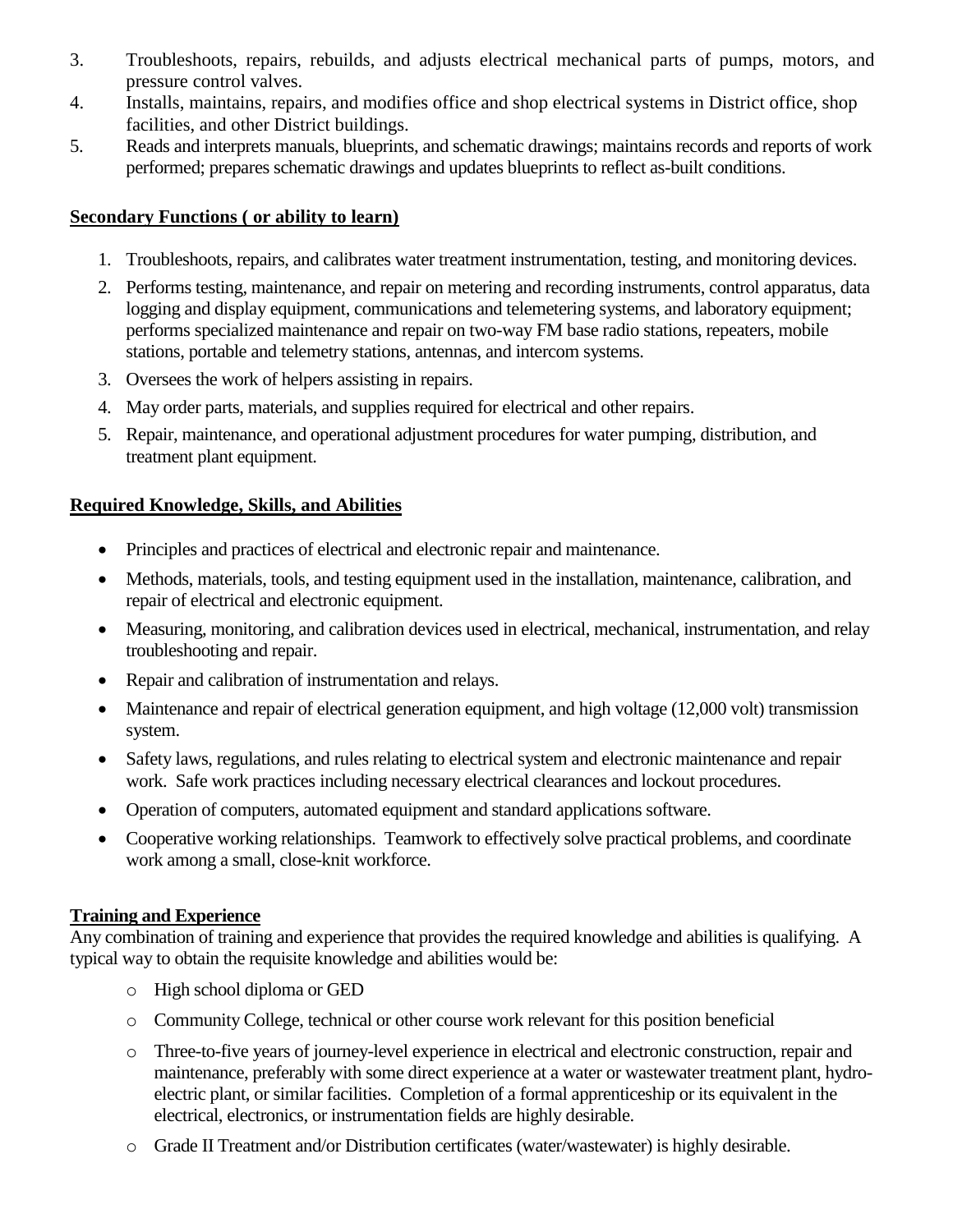3. Troubleshoots, repairs, rebuilds, and adjusts electrical mechanical parts of pumps, motors, and pressure control valves.
4. Installs, maintains, repairs, and modifies office and shop electrical systems in District office, shop facilities, and other District buildings.
5. Reads and interprets manuals, blueprints, and schematic drawings; maintains records and reports of work performed; prepares schematic drawings and updates blueprints to reflect as-built conditions.

**Secondary Functions ( or ability to learn)**

1. Troubleshoots, repairs, and calibrates water treatment instrumentation, testing, and monitoring devices.
2. Performs testing, maintenance, and repair on metering and recording instruments, control apparatus, data logging and display equipment, communications and telemetering systems, and laboratory equipment; performs specialized maintenance and repair on two-way FM base radio stations, repeaters, mobile stations, portable and telemetry stations, antennas, and intercom systems.
3. Oversees the work of helpers assisting in repairs.
4. May order parts, materials, and supplies required for electrical and other repairs.
5. Repair, maintenance, and operational adjustment procedures for water pumping, distribution, and treatment plant equipment.

**Required Knowledge, Skills, and Abilities**

- Principles and practices of electrical and electronic repair and maintenance.
- Methods, materials, tools, and testing equipment used in the installation, maintenance, calibration, and repair of electrical and electronic equipment.
- Measuring, monitoring, and calibration devices used in electrical, mechanical, instrumentation, and relay troubleshooting and repair.
- Repair and calibration of instrumentation and relays.
- Maintenance and repair of electrical generation equipment, and high voltage (12,000 volt) transmission system.
- Safety laws, regulations, and rules relating to electrical system and electronic maintenance and repair work. Safe work practices including necessary electrical clearances and lockout procedures.
- Operation of computers, automated equipment and standard applications software.
- Cooperative working relationships. Teamwork to effectively solve practical problems, and coordinate work among a small, close-knit workforce.

**Training and Experience**

Any combination of training and experience that provides the required knowledge and abilities is qualifying. A typical way to obtain the requisite knowledge and abilities would be:

- High school diploma or GED
- Community College, technical or other course work relevant for this position beneficial
- Three-to-five years of journey-level experience in electrical and electronic construction, repair and maintenance, preferably with some direct experience at a water or wastewater treatment plant, hydro-electric plant, or similar facilities. Completion of a formal apprenticeship or its equivalent in the electrical, electronics, or instrumentation fields are highly desirable.
- Grade II Treatment and/or Distribution certificates (water/wastewater) is highly desirable.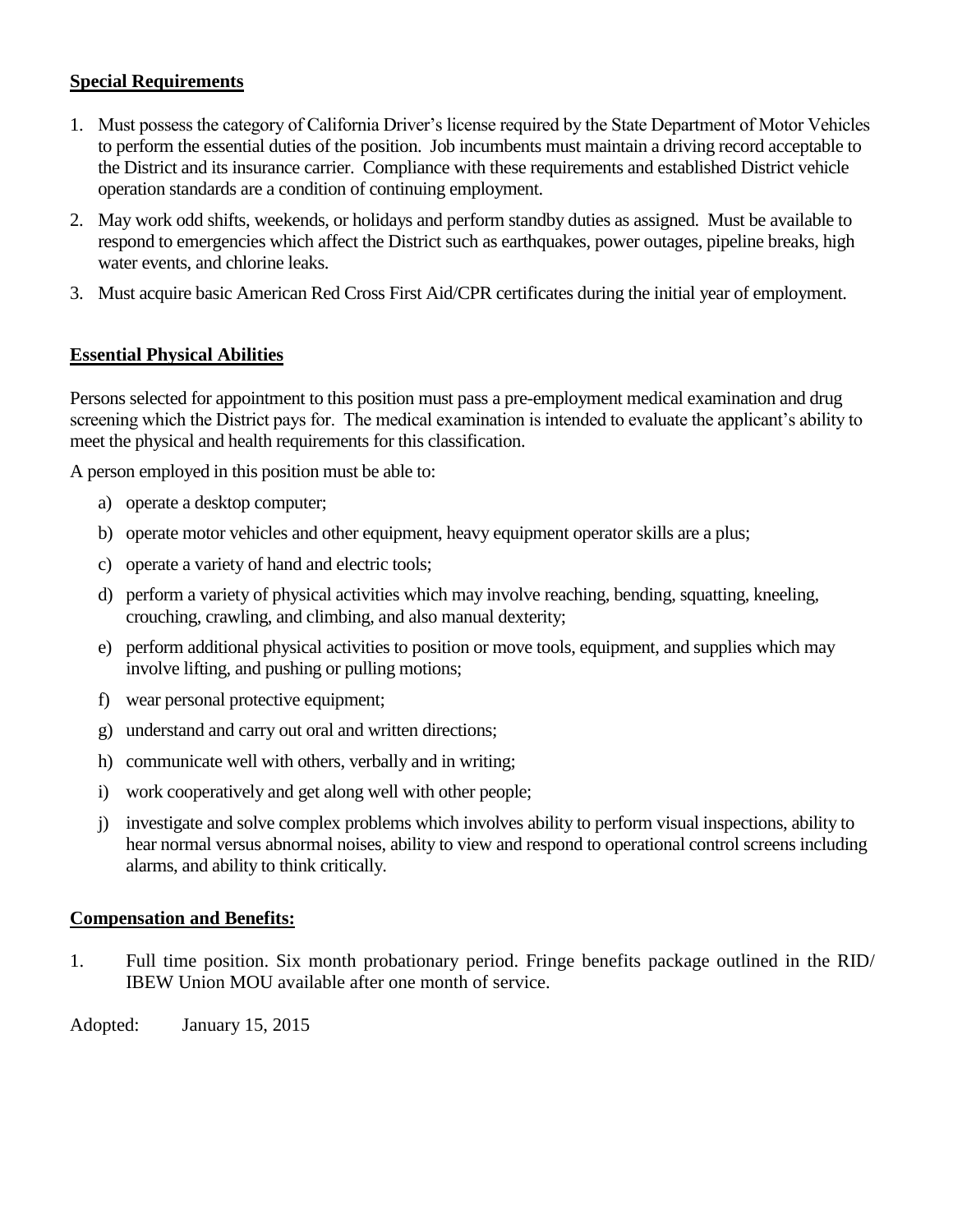## Special Requirements

1. Must possess the category of California Driver's license required by the State Department of Motor Vehicles to perform the essential duties of the position. Job incumbents must maintain a driving record acceptable to the District and its insurance carrier. Compliance with these requirements and established District vehicle operation standards are a condition of continuing employment.
2. May work odd shifts, weekends, or holidays and perform standby duties as assigned. Must be available to respond to emergencies which affect the District such as earthquakes, power outages, pipeline breaks, high water events, and chlorine leaks.
3. Must acquire basic American Red Cross First Aid/CPR certificates during the initial year of employment.

## Essential Physical Abilities

Persons selected for appointment to this position must pass a pre-employment medical examination and drug screening which the District pays for. The medical examination is intended to evaluate the applicant's ability to meet the physical and health requirements for this classification.

A person employed in this position must be able to:

a) operate a desktop computer;

b) operate motor vehicles and other equipment, heavy equipment operator skills are a plus;

c) operate a variety of hand and electric tools;

d) perform a variety of physical activities which may involve reaching, bending, squatting, kneeling, crouching, crawling, and climbing, and also manual dexterity;

e) perform additional physical activities to position or move tools, equipment, and supplies which may involve lifting, and pushing or pulling motions;

f) wear personal protective equipment;

g) understand and carry out oral and written directions;

h) communicate well with others, verbally and in writing;

i) work cooperatively and get along well with other people;

j) investigate and solve complex problems which involves ability to perform visual inspections, ability to hear normal versus abnormal noises, ability to view and respond to operational control screens including alarms, and ability to think critically.

## Compensation and Benefits:

1. Full time position. Six month probationary period. Fringe benefits package outlined in the RID/ IBEW Union MOU available after one month of service.

Adopted: January 15, 2015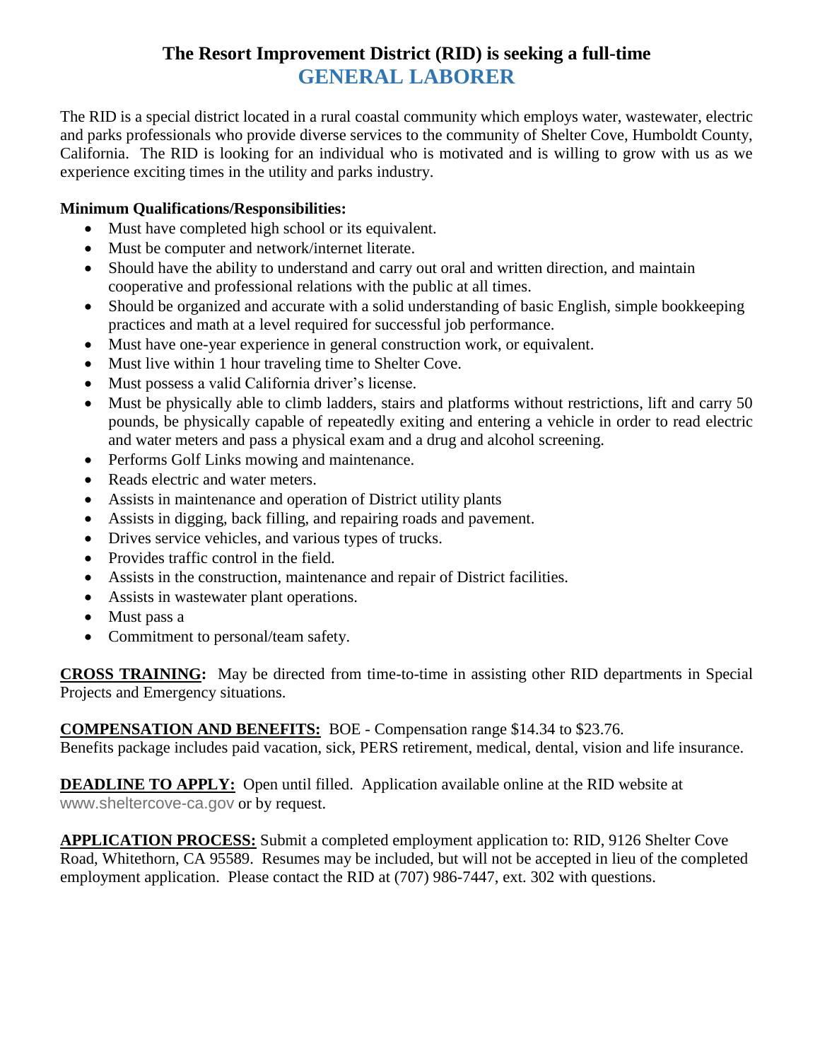# The Resort Improvement District (RID) is seeking a full-time
## GENERAL LABORER

The RID is a special district located in a rural coastal community which employs water, wastewater, electric and parks professionals who provide diverse services to the community of Shelter Cove, Humboldt County, California. The RID is looking for an individual who is motivated and is willing to grow with us as we experience exciting times in the utility and parks industry.

**Minimum Qualifications/Responsibilities:**

- Must have completed high school or its equivalent.
- Must be computer and network/internet literate.
- Should have the ability to understand and carry out oral and written direction, and maintain cooperative and professional relations with the public at all times.
- Should be organized and accurate with a solid understanding of basic English, simple bookkeeping practices and math at a level required for successful job performance.
- Must have one-year experience in general construction work, or equivalent.
- Must live within 1 hour traveling time to Shelter Cove.
- Must possess a valid California driver's license.
- Must be physically able to climb ladders, stairs and platforms without restrictions, lift and carry 50 pounds, be physically capable of repeatedly exiting and entering a vehicle in order to read electric and water meters and pass a physical exam and a drug and alcohol screening.
- Performs Golf Links mowing and maintenance.
- Reads electric and water meters.
- Assists in maintenance and operation of District utility plants
- Assists in digging, back filling, and repairing roads and pavement.
- Drives service vehicles, and various types of trucks.
- Provides traffic control in the field.
- Assists in the construction, maintenance and repair of District facilities.
- Assists in wastewater plant operations.
- Must pass a
- Commitment to personal/team safety.

**CROSS TRAINING:** May be directed from time-to-time in assisting other RID departments in Special Projects and Emergency situations.

**COMPENSATION AND BENEFITS:** BOE - Compensation range $14.34 to $23.76.
Benefits package includes paid vacation, sick, PERS retirement, medical, dental, vision and life insurance.

**DEADLINE TO APPLY:** Open until filled. Application available online at the RID website at www.sheltercove-ca.gov or by request.

**APPLICATION PROCESS:** Submit a completed employment application to: RID, 9126 Shelter Cove Road, Whitethorn, CA 95589. Resumes may be included, but will not be accepted in lieu of the completed employment application. Please contact the RID at (707) 986-7447, ext. 302 with questions.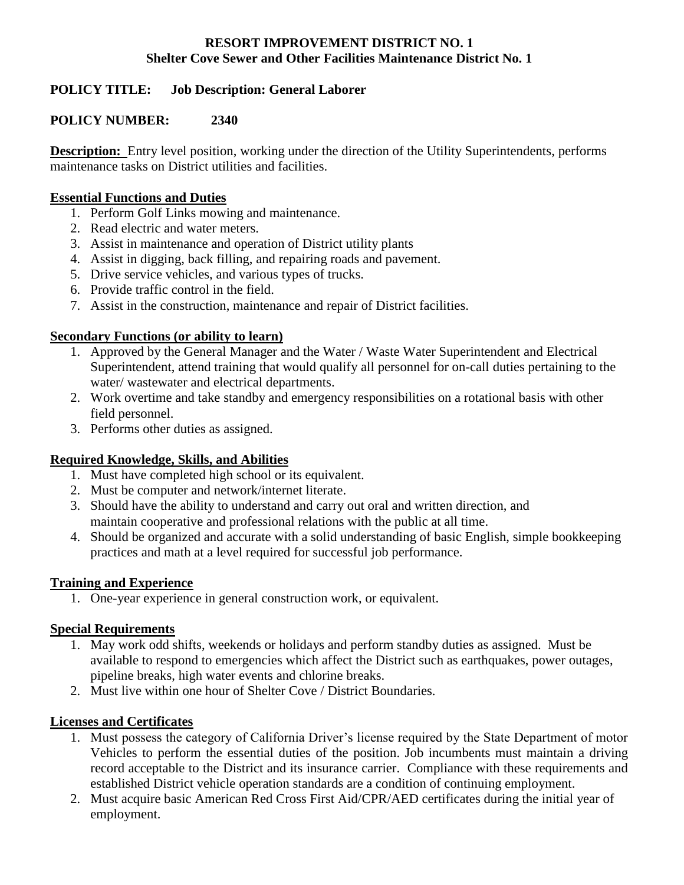**RESORT IMPROVEMENT DISTRICT NO. 1**
**Shelter Cove Sewer and Other Facilities Maintenance District No. 1**

**POLICY TITLE: Job Description: General Laborer**

**POLICY NUMBER: 2340**

**Description:** Entry level position, working under the direction of the Utility Superintendents, performs maintenance tasks on District utilities and facilities.

## Essential Functions and Duties

1. Perform Golf Links mowing and maintenance.
2. Read electric and water meters.
3. Assist in maintenance and operation of District utility plants
4. Assist in digging, back filling, and repairing roads and pavement.
5. Drive service vehicles, and various types of trucks.
6. Provide traffic control in the field.
7. Assist in the construction, maintenance and repair of District facilities.

## Secondary Functions (or ability to learn)

1. Approved by the General Manager and the Water / Waste Water Superintendent and Electrical Superintendent, attend training that would qualify all personnel for on-call duties pertaining to the water/ wastewater and electrical departments.
2. Work overtime and take standby and emergency responsibilities on a rotational basis with other field personnel.
3. Performs other duties as assigned.

## Required Knowledge, Skills, and Abilities

1. Must have completed high school or its equivalent.
2. Must be computer and network/internet literate.
3. Should have the ability to understand and carry out oral and written direction, and maintain cooperative and professional relations with the public at all time.
4. Should be organized and accurate with a solid understanding of basic English, simple bookkeeping practices and math at a level required for successful job performance.

## Training and Experience

1. One-year experience in general construction work, or equivalent.

## Special Requirements

1. May work odd shifts, weekends or holidays and perform standby duties as assigned. Must be available to respond to emergencies which affect the District such as earthquakes, power outages, pipeline breaks, high water events and chlorine breaks.
2. Must live within one hour of Shelter Cove / District Boundaries.

## Licenses and Certificates

1. Must possess the category of California Driver's license required by the State Department of motor Vehicles to perform the essential duties of the position. Job incumbents must maintain a driving record acceptable to the District and its insurance carrier. Compliance with these requirements and established District vehicle operation standards are a condition of continuing employment.
2. Must acquire basic American Red Cross First Aid/CPR/AED certificates during the initial year of employment.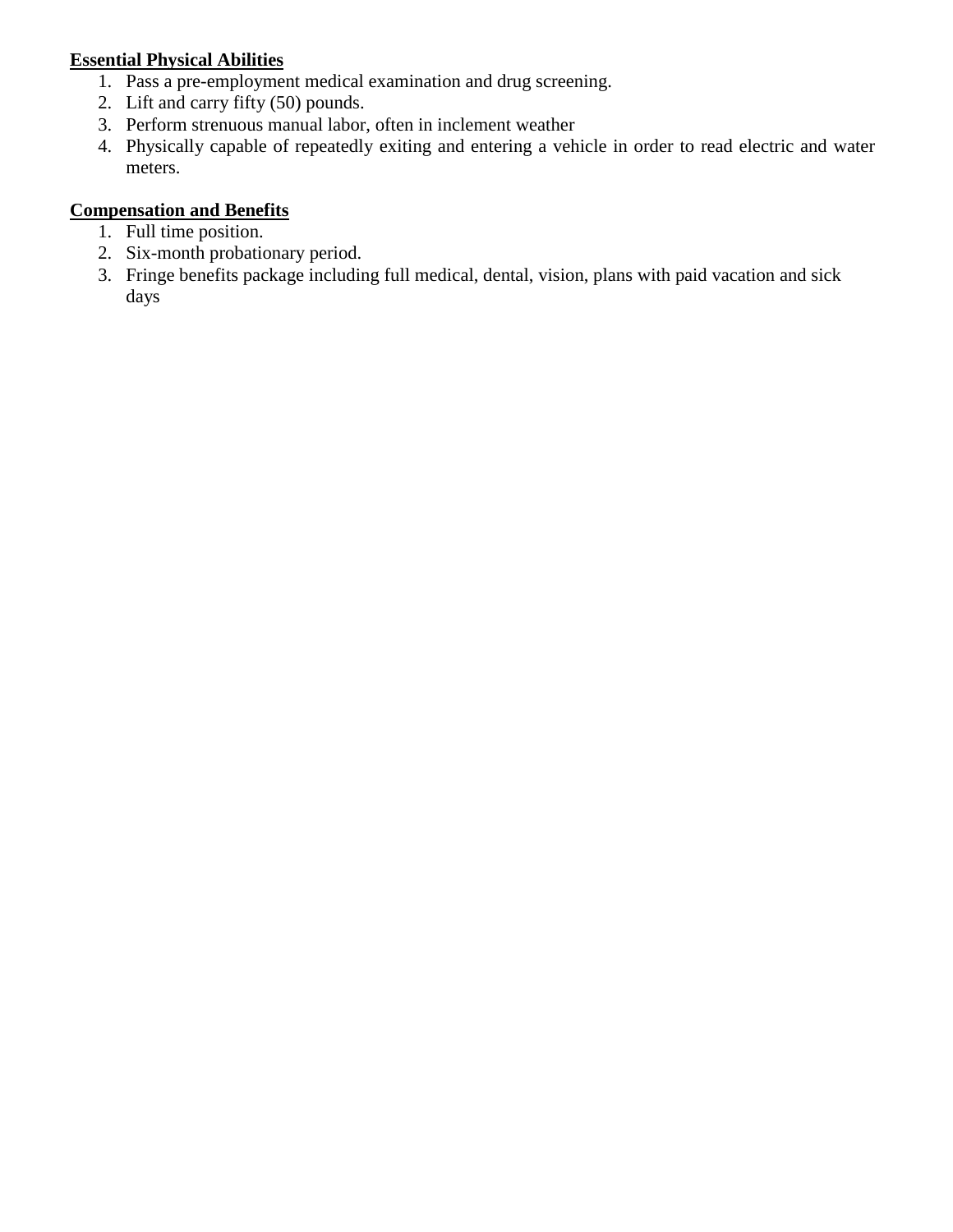**Essential Physical Abilities**

1. Pass a pre-employment medical examination and drug screening.
2. Lift and carry fifty (50) pounds.
3. Perform strenuous manual labor, often in inclement weather
4. Physically capable of repeatedly exiting and entering a vehicle in order to read electric and water meters.

**Compensation and Benefits**

1. Full time position.
2. Six-month probationary period.
3. Fringe benefits package including full medical, dental, vision, plans with paid vacation and sick days